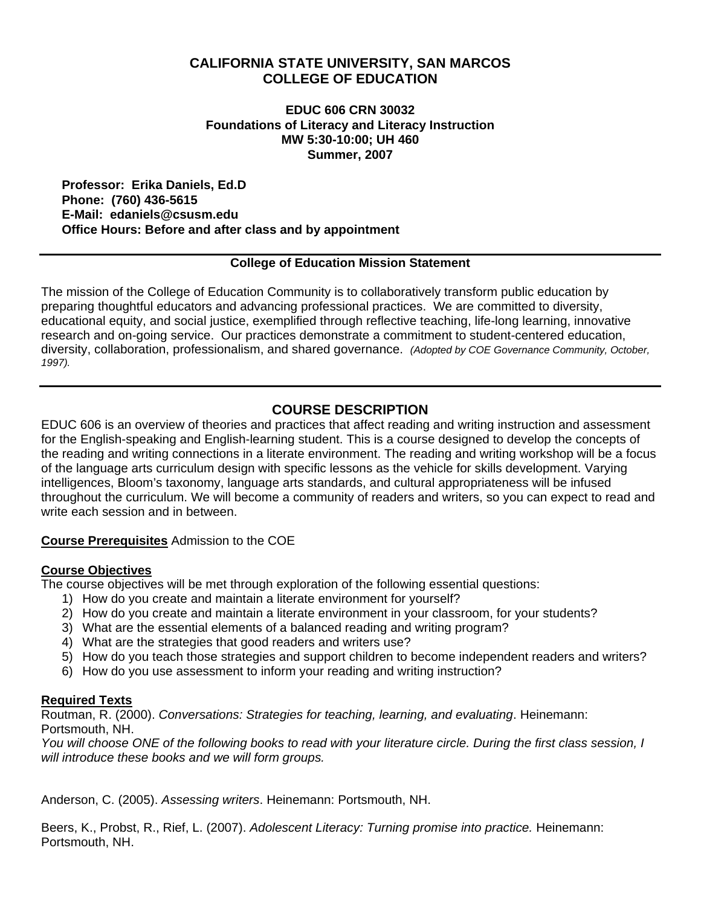# CALIFORNIA STATE UNIVERSITY, SAN MARCOS
# COLLEGE OF EDUCATION

**EDUC 606 CRN 30032**
**Foundations of Literacy and Literacy Instruction**
**MW 5:30-10:00; UH 460**
**Summer, 2007**

**Professor: Erika Daniels, Ed.D**
**Phone: (760) 436-5615**
**E-Mail: edaniels@csusm.edu**
**Office Hours: Before and after class and by appointment**

---

**College of Education Mission Statement**

The mission of the College of Education Community is to collaboratively transform public education by preparing thoughtful educators and advancing professional practices. We are committed to diversity, educational equity, and social justice, exemplified through reflective teaching, life-long learning, innovative research and on-going service. Our practices demonstrate a commitment to student-centered education, diversity, collaboration, professionalism, and shared governance. *(Adopted by COE Governance Community, October, 1997).*

---

## COURSE DESCRIPTION

EDUC 606 is an overview of theories and practices that affect reading and writing instruction and assessment for the English-speaking and English-learning student. This is a course designed to develop the concepts of the reading and writing connections in a literate environment. The reading and writing workshop will be a focus of the language arts curriculum design with specific lessons as the vehicle for skills development. Varying intelligences, Bloom's taxonomy, language arts standards, and cultural appropriateness will be infused throughout the curriculum. We will become a community of readers and writers, so you can expect to read and write each session and in between.

**Course Prerequisites** Admission to the COE

**Course Objectives**
The course objectives will be met through exploration of the following essential questions:

1) How do you create and maintain a literate environment for yourself?
2) How do you create and maintain a literate environment in your classroom, for your students?
3) What are the essential elements of a balanced reading and writing program?
4) What are the strategies that good readers and writers use?
5) How do you teach those strategies and support children to become independent readers and writers?
6) How do you use assessment to inform your reading and writing instruction?

**Required Texts**
Routman, R. (2000). *Conversations: Strategies for teaching, learning, and evaluating*. Heinemann: Portsmouth, NH.
*You will choose ONE of the following books to read with your literature circle. During the first class session, I will introduce these books and we will form groups.*

Anderson, C. (2005). *Assessing writers*. Heinemann: Portsmouth, NH.

Beers, K., Probst, R., Rief, L. (2007). *Adolescent Literacy: Turning promise into practice.* Heinemann: Portsmouth, NH.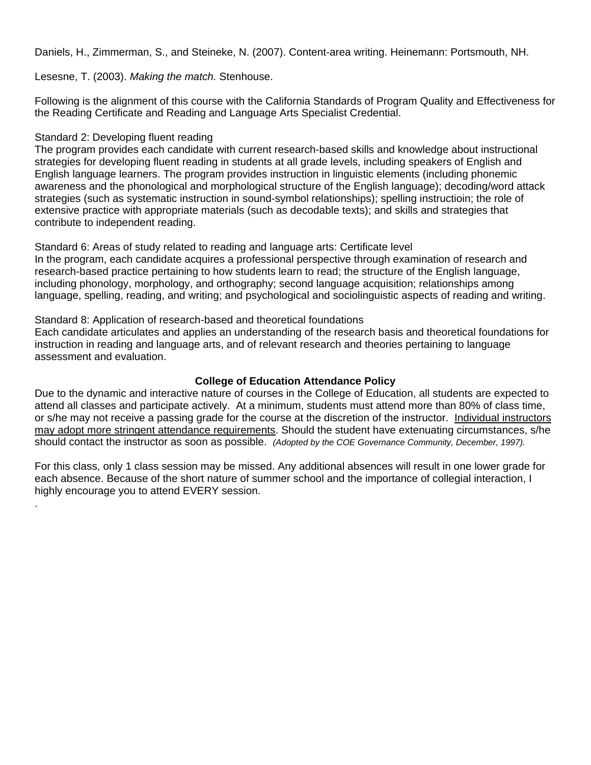Daniels, H., Zimmerman, S., and Steineke, N. (2007). Content-area writing. Heinemann: Portsmouth, NH.

Lesesne, T. (2003). *Making the match.* Stenhouse.

Following is the alignment of this course with the California Standards of Program Quality and Effectiveness for the Reading Certificate and Reading and Language Arts Specialist Credential.

Standard 2: Developing fluent reading
The program provides each candidate with current research-based skills and knowledge about instructional strategies for developing fluent reading in students at all grade levels, including speakers of English and English language learners. The program provides instruction in linguistic elements (including phonemic awareness and the phonological and morphological structure of the English language); decoding/word attack strategies (such as systematic instruction in sound-symbol relationships); spelling instructioin; the role of extensive practice with appropriate materials (such as decodable texts); and skills and strategies that contribute to independent reading.

Standard 6: Areas of study related to reading and language arts: Certificate level
In the program, each candidate acquires a professional perspective through examination of research and research-based practice pertaining to how students learn to read; the structure of the English language, including phonology, morphology, and orthography; second language acquisition; relationships among language, spelling, reading, and writing; and psychological and sociolinguistic aspects of reading and writing.

Standard 8: Application of research-based and theoretical foundations
Each candidate articulates and applies an understanding of the research basis and theoretical foundations for instruction in reading and language arts, and of relevant research and theories pertaining to language assessment and evaluation.

**College of Education Attendance Policy**

Due to the dynamic and interactive nature of courses in the College of Education, all students are expected to attend all classes and participate actively. At a minimum, students must attend more than 80% of class time, or s/he may not receive a passing grade for the course at the discretion of the instructor. Individual instructors may adopt more stringent attendance requirements. Should the student have extenuating circumstances, s/he should contact the instructor as soon as possible. *(Adopted by the COE Governance Community, December, 1997).*

For this class, only 1 class session may be missed. Any additional absences will result in one lower grade for each absence. Because of the short nature of summer school and the importance of collegial interaction, I highly encourage you to attend EVERY session.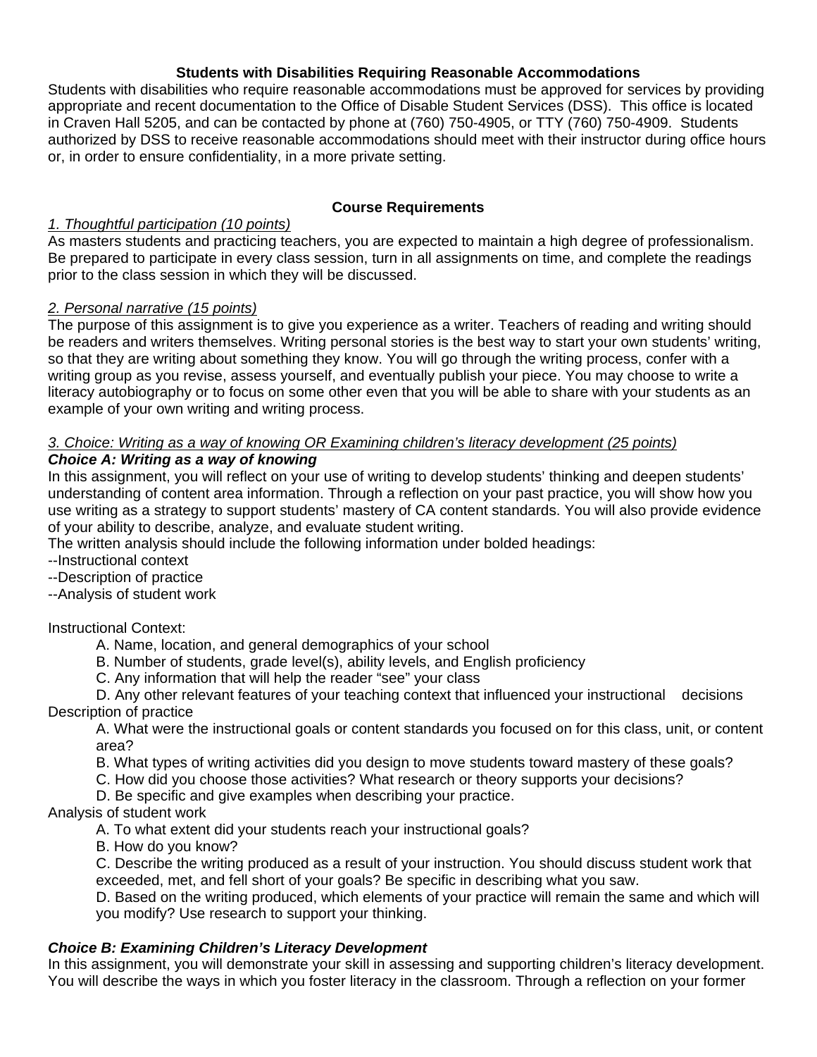### Students with Disabilities Requiring Reasonable Accommodations

Students with disabilities who require reasonable accommodations must be approved for services by providing appropriate and recent documentation to the Office of Disable Student Services (DSS). This office is located in Craven Hall 5205, and can be contacted by phone at (760) 750-4905, or TTY (760) 750-4909. Students authorized by DSS to receive reasonable accommodations should meet with their instructor during office hours or, in order to ensure confidentiality, in a more private setting.

### Course Requirements

*1. Thoughtful participation (10 points)*

As masters students and practicing teachers, you are expected to maintain a high degree of professionalism. Be prepared to participate in every class session, turn in all assignments on time, and complete the readings prior to the class session in which they will be discussed.

*2. Personal narrative (15 points)*

The purpose of this assignment is to give you experience as a writer. Teachers of reading and writing should be readers and writers themselves. Writing personal stories is the best way to start your own students' writing, so that they are writing about something they know. You will go through the writing process, confer with a writing group as you revise, assess yourself, and eventually publish your piece. You may choose to write a literacy autobiography or to focus on some other even that you will be able to share with your students as an example of your own writing and writing process.

*3. Choice: Writing as a way of knowing OR Examining children's literacy development (25 points)*

***Choice A: Writing as a way of knowing***

In this assignment, you will reflect on your use of writing to develop students' thinking and deepen students' understanding of content area information. Through a reflection on your past practice, you will show how you use writing as a strategy to support students' mastery of CA content standards. You will also provide evidence of your ability to describe, analyze, and evaluate student writing.

The written analysis should include the following information under bolded headings:

--Instructional context
--Description of practice
--Analysis of student work

Instructional Context:

- A. Name, location, and general demographics of your school
- B. Number of students, grade level(s), ability levels, and English proficiency
- C. Any information that will help the reader "see" your class
- D. Any other relevant features of your teaching context that influenced your instructional decisions

Description of practice

- A. What were the instructional goals or content standards you focused on for this class, unit, or content area?
- B. What types of writing activities did you design to move students toward mastery of these goals?
- C. How did you choose those activities? What research or theory supports your decisions?
- D. Be specific and give examples when describing your practice.

Analysis of student work

- A. To what extent did your students reach your instructional goals?
- B. How do you know?
- C. Describe the writing produced as a result of your instruction. You should discuss student work that exceeded, met, and fell short of your goals? Be specific in describing what you saw.
- D. Based on the writing produced, which elements of your practice will remain the same and which will you modify? Use research to support your thinking.

***Choice B: Examining Children's Literacy Development***

In this assignment, you will demonstrate your skill in assessing and supporting children's literacy development. You will describe the ways in which you foster literacy in the classroom. Through a reflection on your former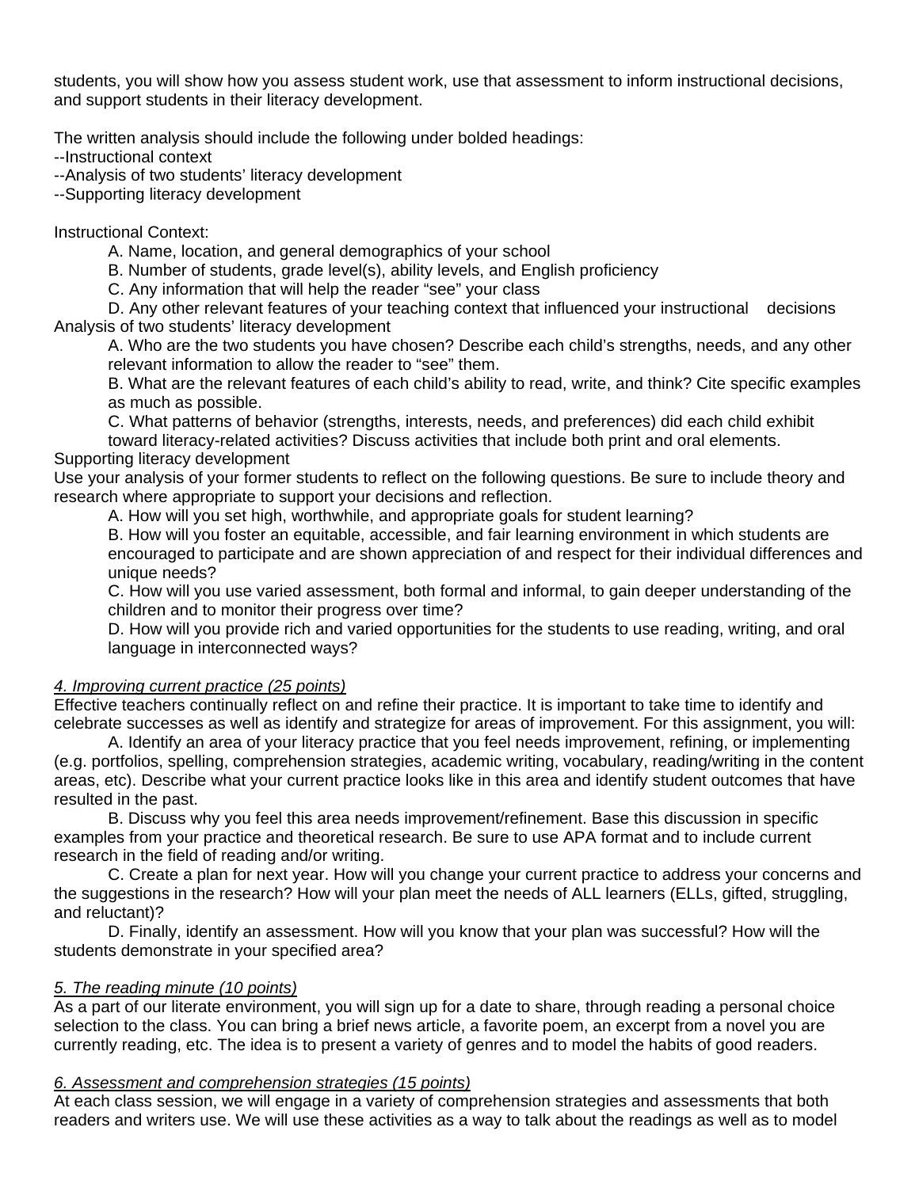students, you will show how you assess student work, use that assessment to inform instructional decisions, and support students in their literacy development.

The written analysis should include the following under bolded headings:
--Instructional context
--Analysis of two students' literacy development
--Supporting literacy development

Instructional Context:

A. Name, location, and general demographics of your school
B. Number of students, grade level(s), ability levels, and English proficiency
C. Any information that will help the reader "see" your class
D. Any other relevant features of your teaching context that influenced your instructional decisions

Analysis of two students' literacy development

A. Who are the two students you have chosen? Describe each child's strengths, needs, and any other relevant information to allow the reader to "see" them.
B. What are the relevant features of each child's ability to read, write, and think? Cite specific examples as much as possible.
C. What patterns of behavior (strengths, interests, needs, and preferences) did each child exhibit toward literacy-related activities? Discuss activities that include both print and oral elements.

Supporting literacy development

Use your analysis of your former students to reflect on the following questions. Be sure to include theory and research where appropriate to support your decisions and reflection.

A. How will you set high, worthwhile, and appropriate goals for student learning?
B. How will you foster an equitable, accessible, and fair learning environment in which students are encouraged to participate and are shown appreciation of and respect for their individual differences and unique needs?
C. How will you use varied assessment, both formal and informal, to gain deeper understanding of the children and to monitor their progress over time?
D. How will you provide rich and varied opportunities for the students to use reading, writing, and oral language in interconnected ways?

*4. Improving current practice (25 points)*

Effective teachers continually reflect on and refine their practice. It is important to take time to identify and celebrate successes as well as identify and strategize for areas of improvement. For this assignment, you will:

A. Identify an area of your literacy practice that you feel needs improvement, refining, or implementing (e.g. portfolios, spelling, comprehension strategies, academic writing, vocabulary, reading/writing in the content areas, etc). Describe what your current practice looks like in this area and identify student outcomes that have resulted in the past.

B. Discuss why you feel this area needs improvement/refinement. Base this discussion in specific examples from your practice and theoretical research. Be sure to use APA format and to include current research in the field of reading and/or writing.

C. Create a plan for next year. How will you change your current practice to address your concerns and the suggestions in the research? How will your plan meet the needs of ALL learners (ELLs, gifted, struggling, and reluctant)?

D. Finally, identify an assessment. How will you know that your plan was successful? How will the students demonstrate in your specified area?

*5. The reading minute (10 points)*

As a part of our literate environment, you will sign up for a date to share, through reading a personal choice selection to the class. You can bring a brief news article, a favorite poem, an excerpt from a novel you are currently reading, etc. The idea is to present a variety of genres and to model the habits of good readers.

*6. Assessment and comprehension strategies (15 points)*

At each class session, we will engage in a variety of comprehension strategies and assessments that both readers and writers use. We will use these activities as a way to talk about the readings as well as to model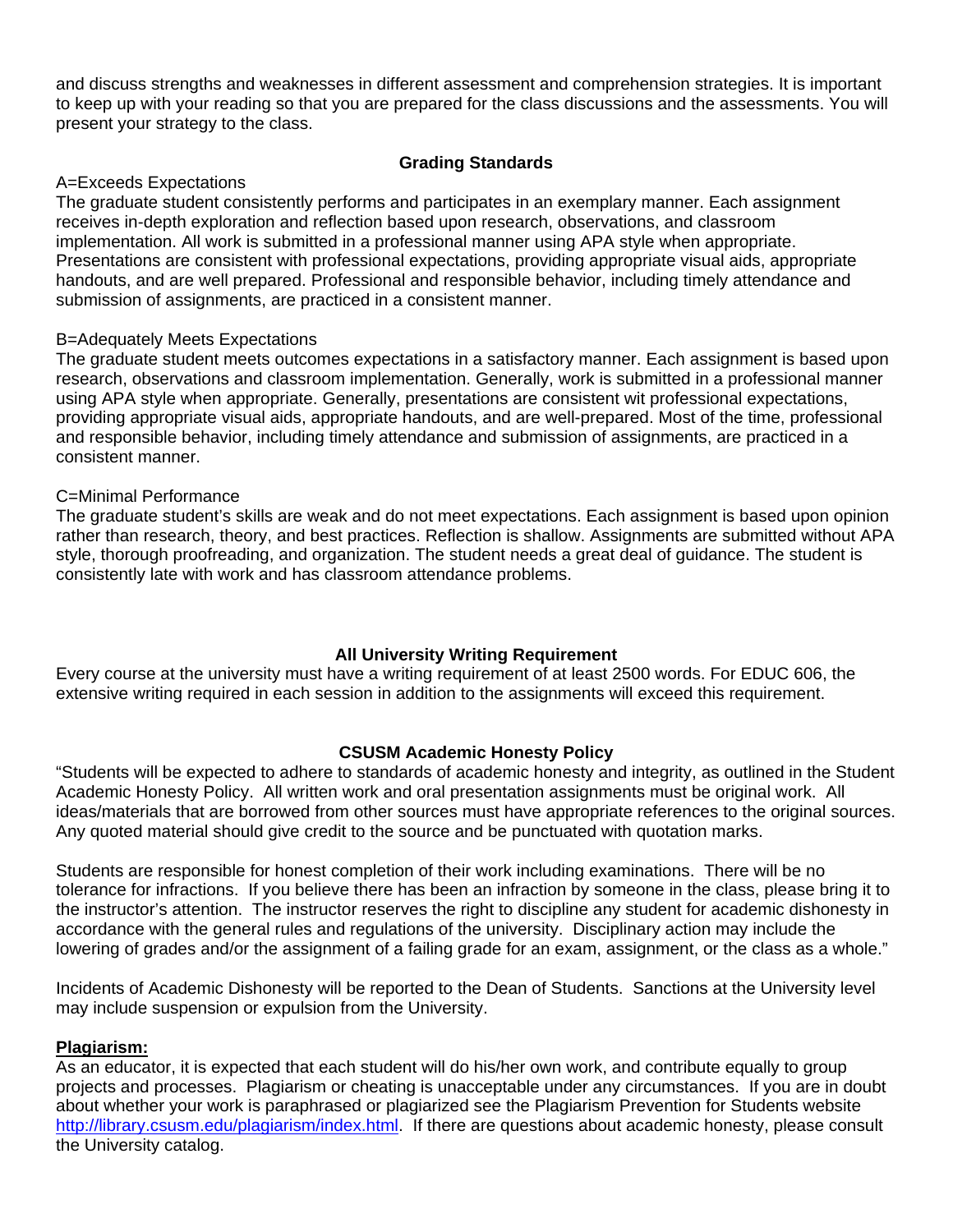and discuss strengths and weaknesses in different assessment and comprehension strategies. It is important to keep up with your reading so that you are prepared for the class discussions and the assessments. You will present your strategy to the class.

## Grading Standards

A=Exceeds Expectations
The graduate student consistently performs and participates in an exemplary manner. Each assignment receives in-depth exploration and reflection based upon research, observations, and classroom implementation. All work is submitted in a professional manner using APA style when appropriate. Presentations are consistent with professional expectations, providing appropriate visual aids, appropriate handouts, and are well prepared. Professional and responsible behavior, including timely attendance and submission of assignments, are practiced in a consistent manner.

B=Adequately Meets Expectations
The graduate student meets outcomes expectations in a satisfactory manner. Each assignment is based upon research, observations and classroom implementation. Generally, work is submitted in a professional manner using APA style when appropriate. Generally, presentations are consistent wit professional expectations, providing appropriate visual aids, appropriate handouts, and are well-prepared. Most of the time, professional and responsible behavior, including timely attendance and submission of assignments, are practiced in a consistent manner.

C=Minimal Performance
The graduate student's skills are weak and do not meet expectations. Each assignment is based upon opinion rather than research, theory, and best practices. Reflection is shallow. Assignments are submitted without APA style, thorough proofreading, and organization. The student needs a great deal of guidance. The student is consistently late with work and has classroom attendance problems.

## All University Writing Requirement

Every course at the university must have a writing requirement of at least 2500 words. For EDUC 606, the extensive writing required in each session in addition to the assignments will exceed this requirement.

## CSUSM Academic Honesty Policy

"Students will be expected to adhere to standards of academic honesty and integrity, as outlined in the Student Academic Honesty Policy. All written work and oral presentation assignments must be original work. All ideas/materials that are borrowed from other sources must have appropriate references to the original sources. Any quoted material should give credit to the source and be punctuated with quotation marks.

Students are responsible for honest completion of their work including examinations. There will be no tolerance for infractions. If you believe there has been an infraction by someone in the class, please bring it to the instructor's attention. The instructor reserves the right to discipline any student for academic dishonesty in accordance with the general rules and regulations of the university. Disciplinary action may include the lowering of grades and/or the assignment of a failing grade for an exam, assignment, or the class as a whole."

Incidents of Academic Dishonesty will be reported to the Dean of Students. Sanctions at the University level may include suspension or expulsion from the University.

**Plagiarism:**
As an educator, it is expected that each student will do his/her own work, and contribute equally to group projects and processes. Plagiarism or cheating is unacceptable under any circumstances. If you are in doubt about whether your work is paraphrased or plagiarized see the Plagiarism Prevention for Students website http://library.csusm.edu/plagiarism/index.html. If there are questions about academic honesty, please consult the University catalog.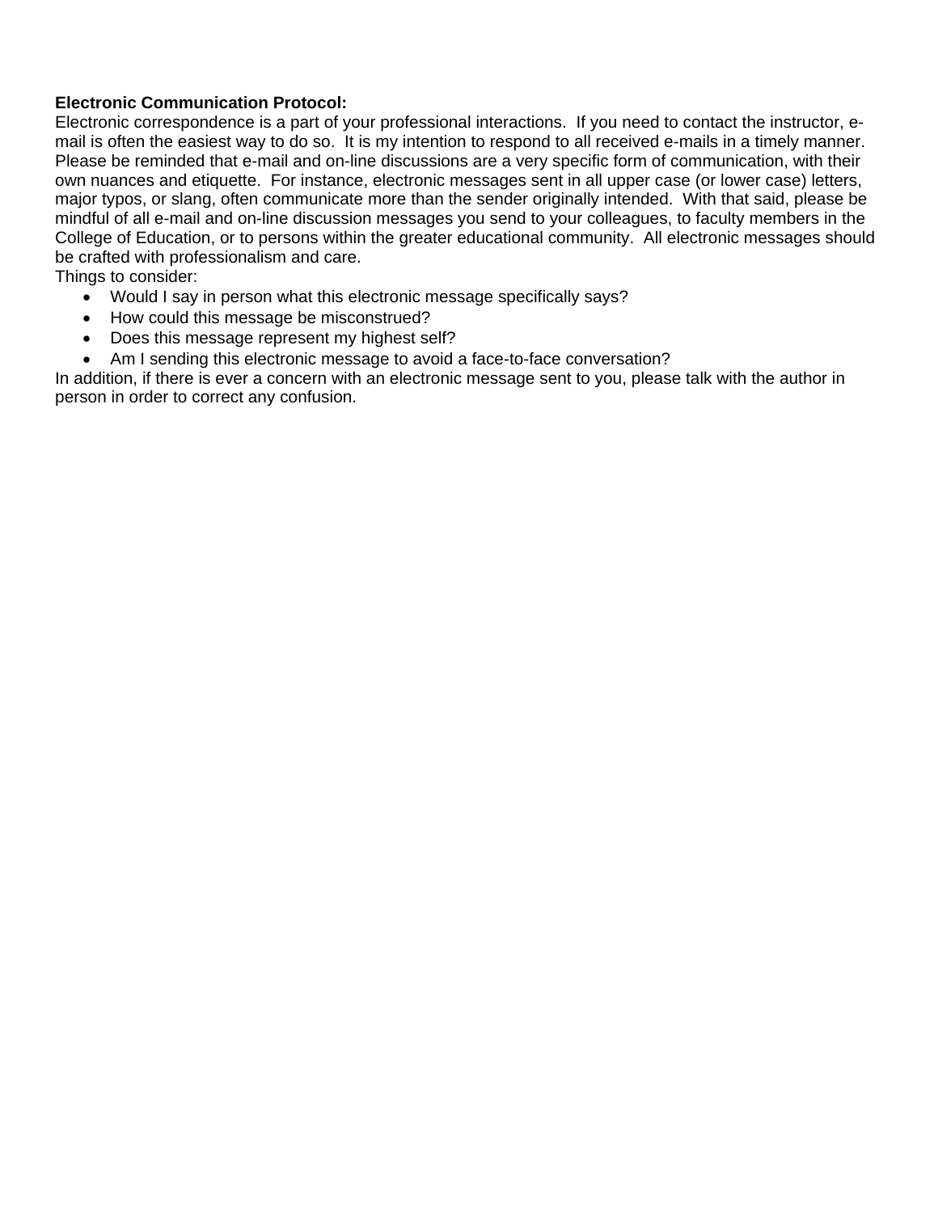**Electronic Communication Protocol:**

Electronic correspondence is a part of your professional interactions. If you need to contact the instructor, e-mail is often the easiest way to do so. It is my intention to respond to all received e-mails in a timely manner. Please be reminded that e-mail and on-line discussions are a very specific form of communication, with their own nuances and etiquette. For instance, electronic messages sent in all upper case (or lower case) letters, major typos, or slang, often communicate more than the sender originally intended. With that said, please be mindful of all e-mail and on-line discussion messages you send to your colleagues, to faculty members in the College of Education, or to persons within the greater educational community. All electronic messages should be crafted with professionalism and care.

Things to consider:

- Would I say in person what this electronic message specifically says?
- How could this message be misconstrued?
- Does this message represent my highest self?
- Am I sending this electronic message to avoid a face-to-face conversation?

In addition, if there is ever a concern with an electronic message sent to you, please talk with the author in person in order to correct any confusion.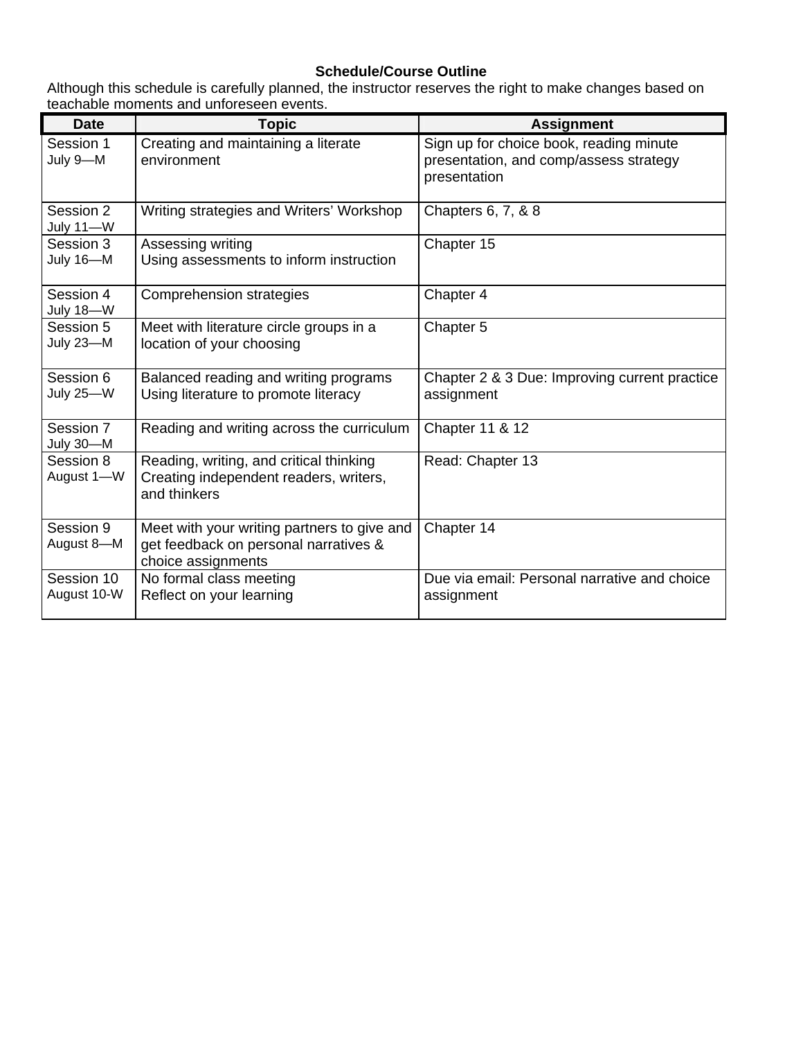**Schedule/Course Outline**

Although this schedule is carefully planned, the instructor reserves the right to make changes based on teachable moments and unforeseen events.

| Date | Topic | Assignment |
|---|---|---|
| Session 1 July 9—M | Creating and maintaining a literate environment | Sign up for choice book, reading minute presentation, and comp/assess strategy presentation |
| Session 2 July 11—W | Writing strategies and Writers' Workshop | Chapters 6, 7, & 8 |
| Session 3 July 16—M | Assessing writing<br>Using assessments to inform instruction | Chapter 15 |
| Session 4 July 18—W | Comprehension strategies | Chapter 4 |
| Session 5 July 23—M | Meet with literature circle groups in a location of your choosing | Chapter 5 |
| Session 6 July 25—W | Balanced reading and writing programs<br>Using literature to promote literacy | Chapter 2 & 3 Due: Improving current practice assignment |
| Session 7 July 30—M | Reading and writing across the curriculum | Chapter 11 & 12 |
| Session 8 August 1—W | Reading, writing, and critical thinking<br>Creating independent readers, writers, and thinkers | Read: Chapter 13 |
| Session 9 August 8—M | Meet with your writing partners to give and get feedback on personal narratives & choice assignments | Chapter 14 |
| Session 10 August 10-W | No formal class meeting<br>Reflect on your learning | Due via email: Personal narrative and choice assignment |